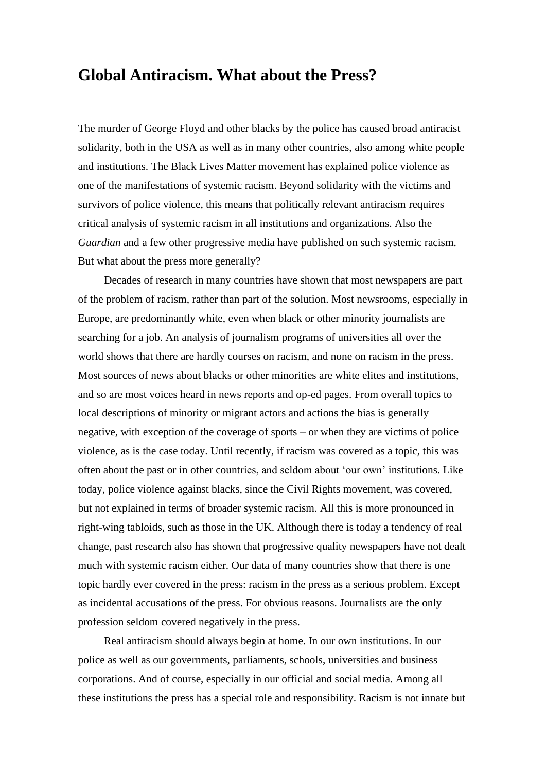# Global Antiracism. What about the Press?

The murder of George Floyd and other blacks by the police has caused broad antiracist solidarity, both in the USA as well as in many other countries, also among white people and institutions. The Black Lives Matter movement has explained police violence as one of the manifestations of systemic racism. Beyond solidarity with the victims and survivors of police violence, this means that politically relevant antiracism requires critical analysis of systemic racism in all institutions and organizations. Also the *Guardian* and a few other progressive media have published on such systemic racism. But what about the press more generally?

Decades of research in many countries have shown that most newspapers are part of the problem of racism, rather than part of the solution. Most newsrooms, especially in Europe, are predominantly white, even when black or other minority journalists are searching for a job. An analysis of journalism programs of universities all over the world shows that there are hardly courses on racism, and none on racism in the press. Most sources of news about blacks or other minorities are white elites and institutions, and so are most voices heard in news reports and op-ed pages. From overall topics to local descriptions of minority or migrant actors and actions the bias is generally negative, with exception of the coverage of sports – or when they are victims of police violence, as is the case today. Until recently, if racism was covered as a topic, this was often about the past or in other countries, and seldom about 'our own' institutions. Like today, police violence against blacks, since the Civil Rights movement, was covered, but not explained in terms of broader systemic racism. All this is more pronounced in right-wing tabloids, such as those in the UK. Although there is today a tendency of real change, past research also has shown that progressive quality newspapers have not dealt much with systemic racism either. Our data of many countries show that there is one topic hardly ever covered in the press: racism in the press as a serious problem. Except as incidental accusations of the press. For obvious reasons. Journalists are the only profession seldom covered negatively in the press.

Real antiracism should always begin at home. In our own institutions. In our police as well as our governments, parliaments, schools, universities and business corporations. And of course, especially in our official and social media. Among all these institutions the press has a special role and responsibility. Racism is not innate but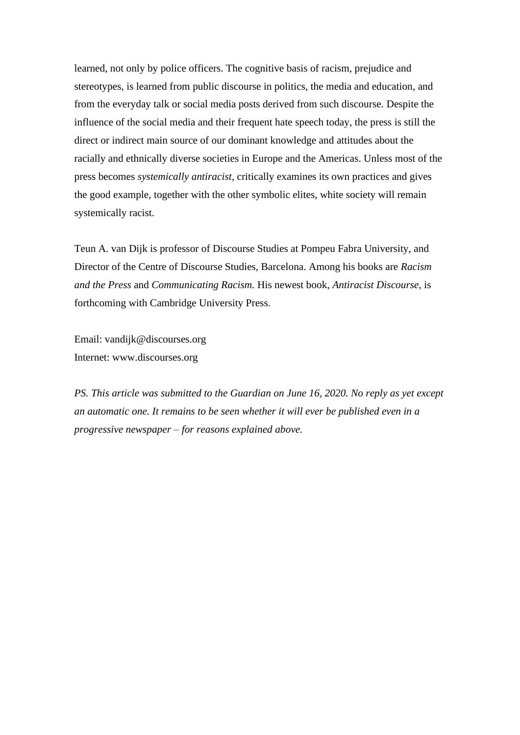learned, not only by police officers. The cognitive basis of racism, prejudice and stereotypes, is learned from public discourse in politics, the media and education, and from the everyday talk or social media posts derived from such discourse. Despite the influence of the social media and their frequent hate speech today, the press is still the direct or indirect main source of our dominant knowledge and attitudes about the racially and ethnically diverse societies in Europe and the Americas. Unless most of the press becomes *systemically antiracist*, critically examines its own practices and gives the good example, together with the other symbolic elites, white society will remain systemically racist.

Teun A. van Dijk is professor of Discourse Studies at Pompeu Fabra University, and Director of the Centre of Discourse Studies, Barcelona. Among his books are *Racism and the Press* and *Communicating Racism.* His newest book, *Antiracist Discourse*, is forthcoming with Cambridge University Press.

Email: vandijk@discourses.org
Internet: www.discourses.org

*PS. This article was submitted to the Guardian on June 16, 2020. No reply as yet except an automatic one. It remains to be seen whether it will ever be published even in a progressive newspaper – for reasons explained above.*